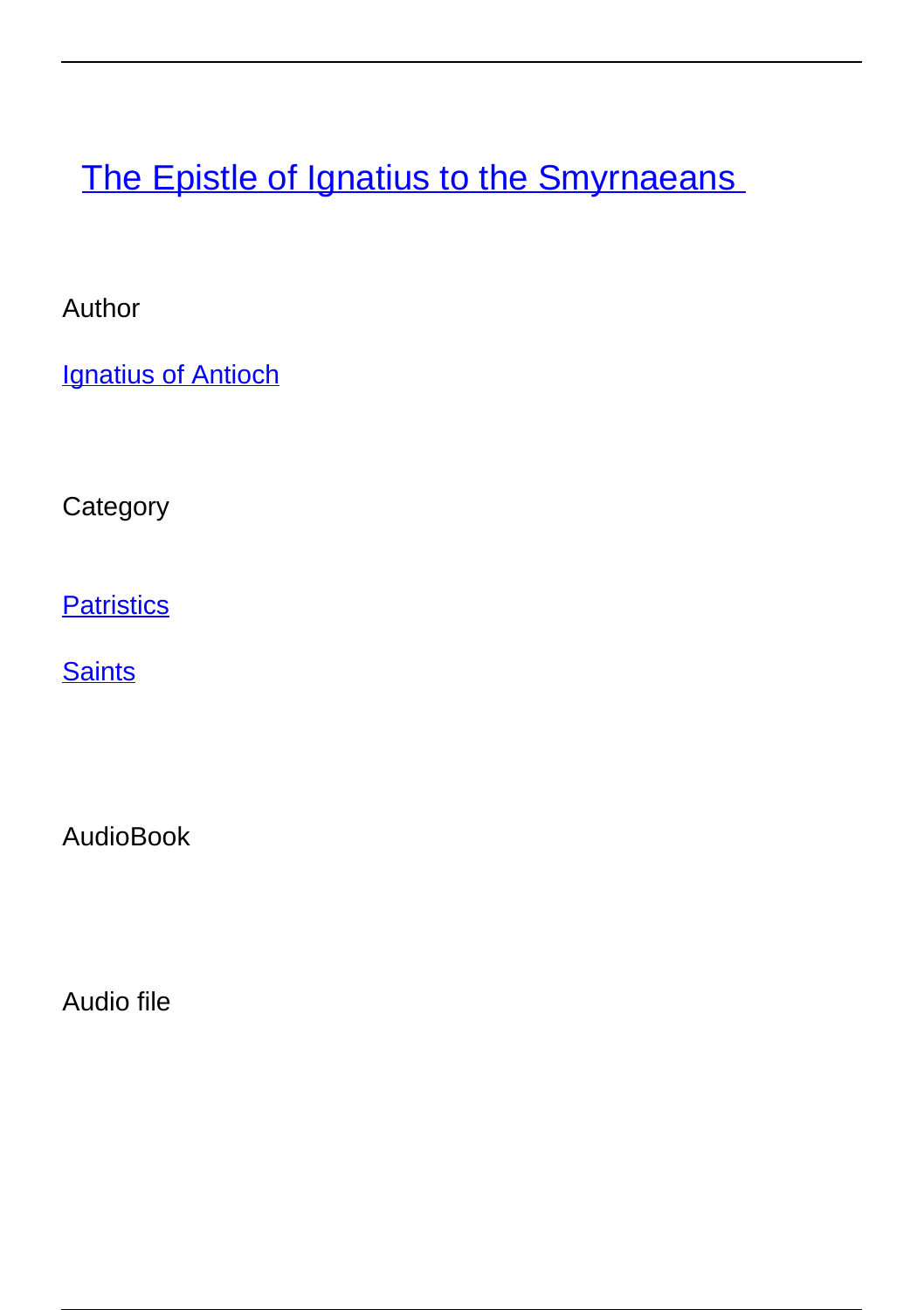# The Epistle of Ignatius to the Smyrnaeans

Author

Ignatius of Antioch

Category

Patristics

Saints

AudioBook

Audio file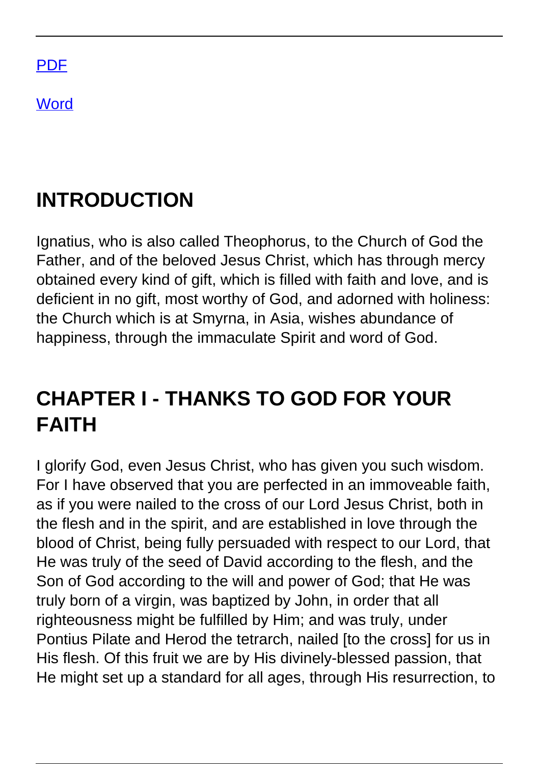[PDF](#)

[Word](#)

## INTRODUCTION

Ignatius, who is also called Theophorus, to the Church of God the Father, and of the beloved Jesus Christ, which has through mercy obtained every kind of gift, which is filled with faith and love, and is deficient in no gift, most worthy of God, and adorned with holiness: the Church which is at Smyrna, in Asia, wishes abundance of happiness, through the immaculate Spirit and word of God.

## CHAPTER I - THANKS TO GOD FOR YOUR FAITH

I glorify God, even Jesus Christ, who has given you such wisdom. For I have observed that you are perfected in an immoveable faith, as if you were nailed to the cross of our Lord Jesus Christ, both in the flesh and in the spirit, and are established in love through the blood of Christ, being fully persuaded with respect to our Lord, that He was truly of the seed of David according to the flesh, and the Son of God according to the will and power of God; that He was truly born of a virgin, was baptized by John, in order that all righteousness might be fulfilled by Him; and was truly, under Pontius Pilate and Herod the tetrarch, nailed [to the cross] for us in His flesh. Of this fruit we are by His divinely-blessed passion, that He might set up a standard for all ages, through His resurrection, to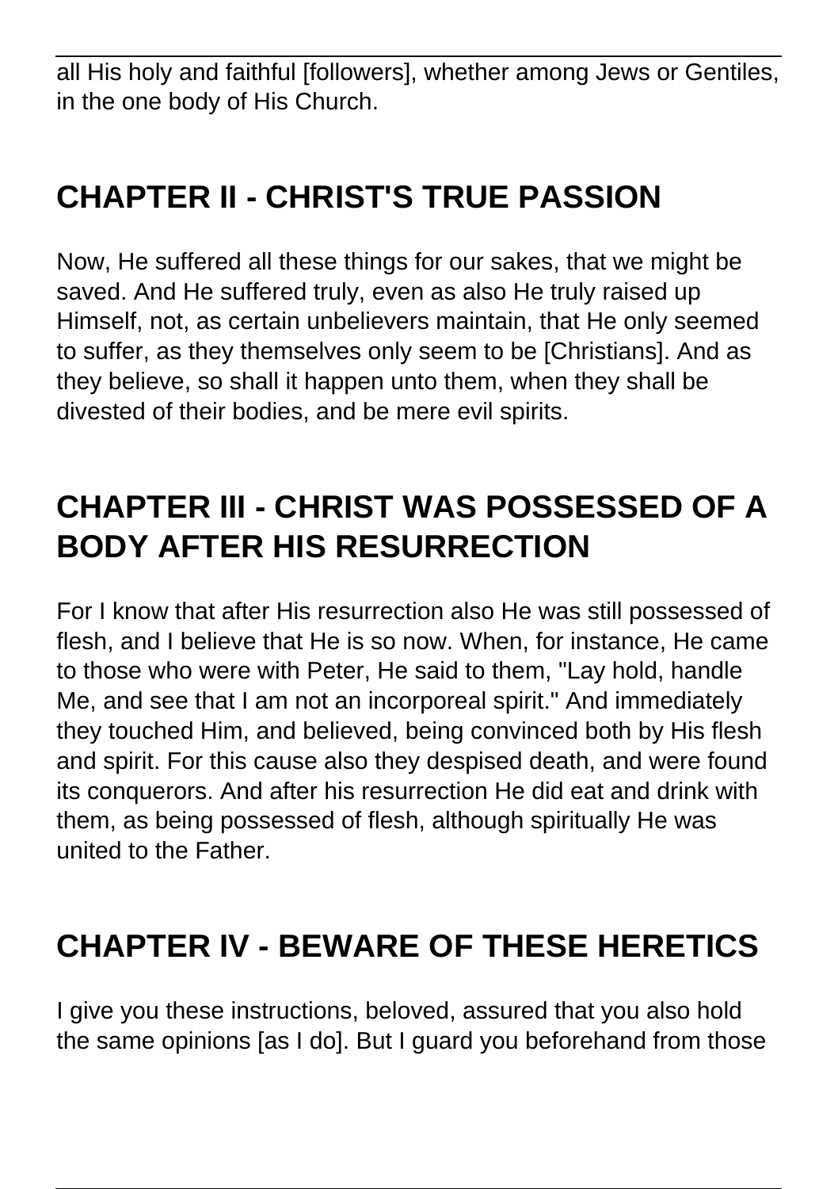all His holy and faithful [followers], whether among Jews or Gentiles, in the one body of His Church.

## CHAPTER II - CHRIST'S TRUE PASSION

Now, He suffered all these things for our sakes, that we might be saved. And He suffered truly, even as also He truly raised up Himself, not, as certain unbelievers maintain, that He only seemed to suffer, as they themselves only seem to be [Christians]. And as they believe, so shall it happen unto them, when they shall be divested of their bodies, and be mere evil spirits.

## CHAPTER III - CHRIST WAS POSSESSED OF A BODY AFTER HIS RESURRECTION

For I know that after His resurrection also He was still possessed of flesh, and I believe that He is so now. When, for instance, He came to those who were with Peter, He said to them, "Lay hold, handle Me, and see that I am not an incorporeal spirit." And immediately they touched Him, and believed, being convinced both by His flesh and spirit. For this cause also they despised death, and were found its conquerors. And after his resurrection He did eat and drink with them, as being possessed of flesh, although spiritually He was united to the Father.

## CHAPTER IV - BEWARE OF THESE HERETICS

I give you these instructions, beloved, assured that you also hold the same opinions [as I do]. But I guard you beforehand from those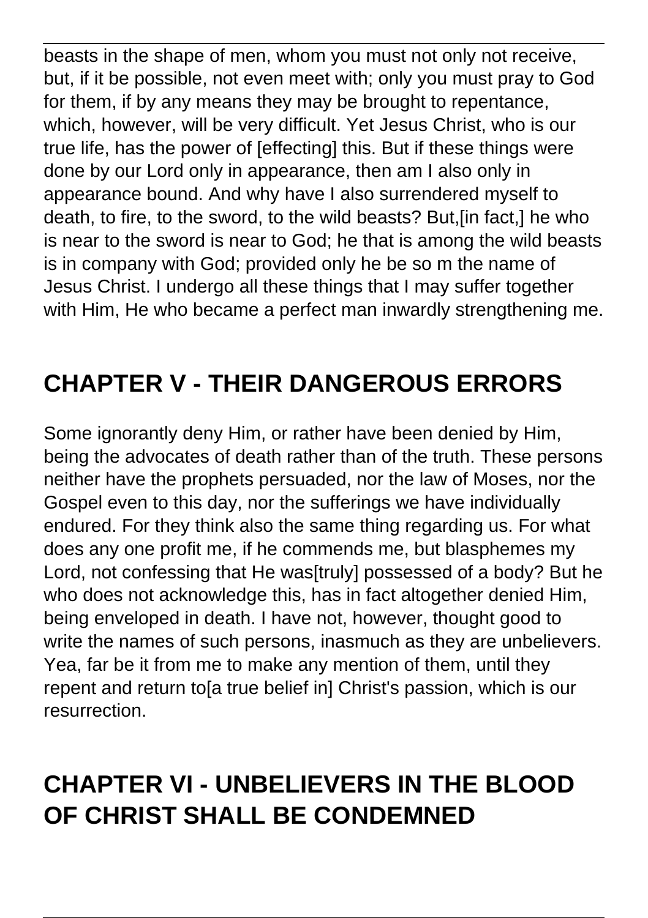beasts in the shape of men, whom you must not only not receive, but, if it be possible, not even meet with; only you must pray to God for them, if by any means they may be brought to repentance, which, however, will be very difficult. Yet Jesus Christ, who is our true life, has the power of [effecting] this. But if these things were done by our Lord only in appearance, then am I also only in appearance bound. And why have I also surrendered myself to death, to fire, to the sword, to the wild beasts? But,[in fact,] he who is near to the sword is near to God; he that is among the wild beasts is in company with God; provided only he be so m the name of Jesus Christ. I undergo all these things that I may suffer together with Him, He who became a perfect man inwardly strengthening me.

## CHAPTER V - THEIR DANGEROUS ERRORS

Some ignorantly deny Him, or rather have been denied by Him, being the advocates of death rather than of the truth. These persons neither have the prophets persuaded, nor the law of Moses, nor the Gospel even to this day, nor the sufferings we have individually endured. For they think also the same thing regarding us. For what does any one profit me, if he commends me, but blasphemes my Lord, not confessing that He was[truly] possessed of a body? But he who does not acknowledge this, has in fact altogether denied Him, being enveloped in death. I have not, however, thought good to write the names of such persons, inasmuch as they are unbelievers. Yea, far be it from me to make any mention of them, until they repent and return to[a true belief in] Christ's passion, which is our resurrection.

## CHAPTER VI - UNBELIEVERS IN THE BLOOD OF CHRIST SHALL BE CONDEMNED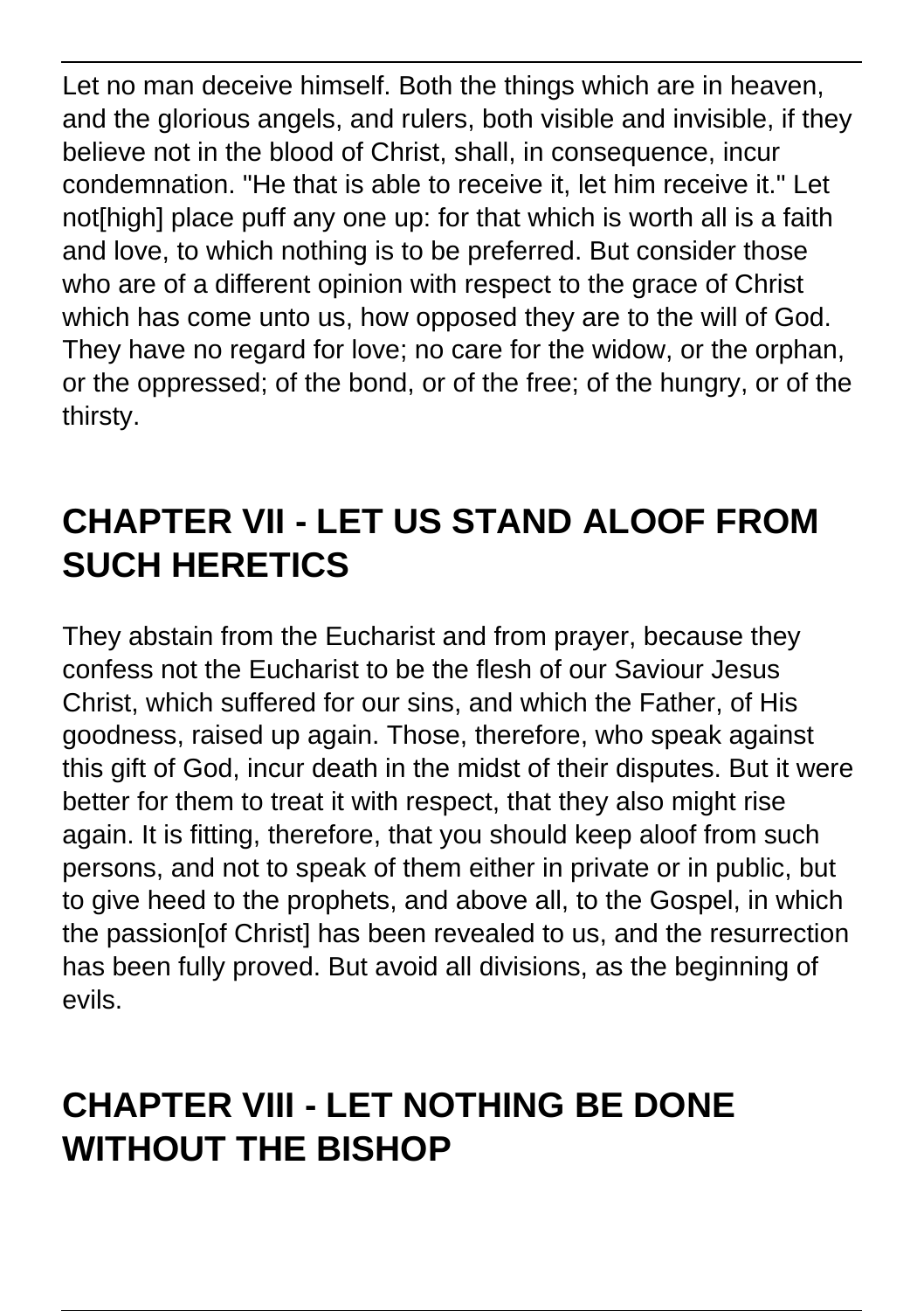Let no man deceive himself. Both the things which are in heaven, and the glorious angels, and rulers, both visible and invisible, if they believe not in the blood of Christ, shall, in consequence, incur condemnation. "He that is able to receive it, let him receive it." Let not[high] place puff any one up: for that which is worth all is a faith and love, to which nothing is to be preferred. But consider those who are of a different opinion with respect to the grace of Christ which has come unto us, how opposed they are to the will of God. They have no regard for love; no care for the widow, or the orphan, or the oppressed; of the bond, or of the free; of the hungry, or of the thirsty.

## CHAPTER VII - LET US STAND ALOOF FROM SUCH HERETICS

They abstain from the Eucharist and from prayer, because they confess not the Eucharist to be the flesh of our Saviour Jesus Christ, which suffered for our sins, and which the Father, of His goodness, raised up again. Those, therefore, who speak against this gift of God, incur death in the midst of their disputes. But it were better for them to treat it with respect, that they also might rise again. It is fitting, therefore, that you should keep aloof from such persons, and not to speak of them either in private or in public, but to give heed to the prophets, and above all, to the Gospel, in which the passion[of Christ] has been revealed to us, and the resurrection has been fully proved. But avoid all divisions, as the beginning of evils.

## CHAPTER VIII - LET NOTHING BE DONE WITHOUT THE BISHOP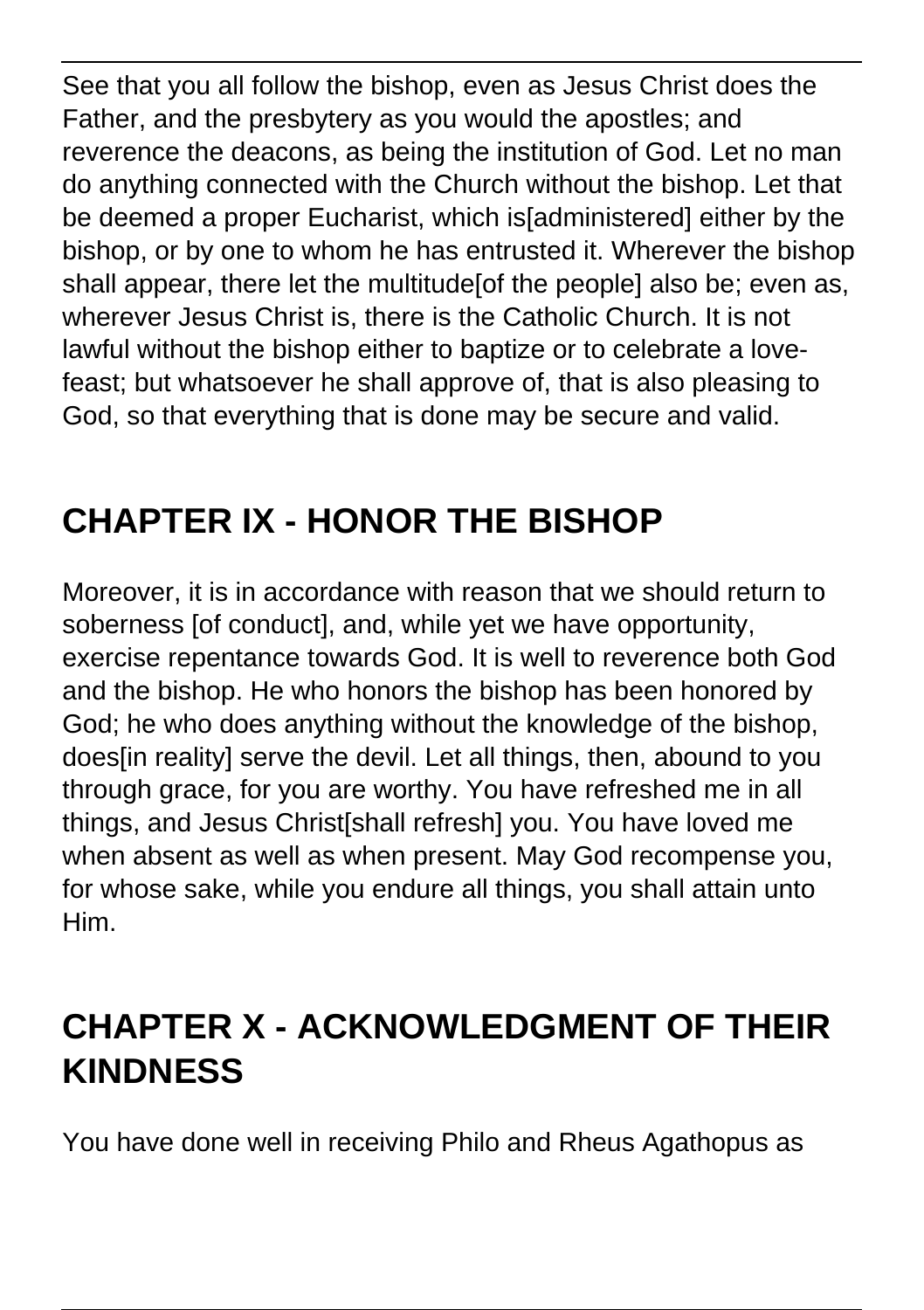See that you all follow the bishop, even as Jesus Christ does the Father, and the presbytery as you would the apostles; and reverence the deacons, as being the institution of God. Let no man do anything connected with the Church without the bishop. Let that be deemed a proper Eucharist, which is[administered] either by the bishop, or by one to whom he has entrusted it. Wherever the bishop shall appear, there let the multitude[of the people] also be; even as, wherever Jesus Christ is, there is the Catholic Church. It is not lawful without the bishop either to baptize or to celebrate a love-feast; but whatsoever he shall approve of, that is also pleasing to God, so that everything that is done may be secure and valid.

## CHAPTER IX - HONOR THE BISHOP

Moreover, it is in accordance with reason that we should return to soberness [of conduct], and, while yet we have opportunity, exercise repentance towards God. It is well to reverence both God and the bishop. He who honors the bishop has been honored by God; he who does anything without the knowledge of the bishop, does[in reality] serve the devil. Let all things, then, abound to you through grace, for you are worthy. You have refreshed me in all things, and Jesus Christ[shall refresh] you. You have loved me when absent as well as when present. May God recompense you, for whose sake, while you endure all things, you shall attain unto Him.

## CHAPTER X - ACKNOWLEDGMENT OF THEIR KINDNESS

You have done well in receiving Philo and Rheus Agathopus as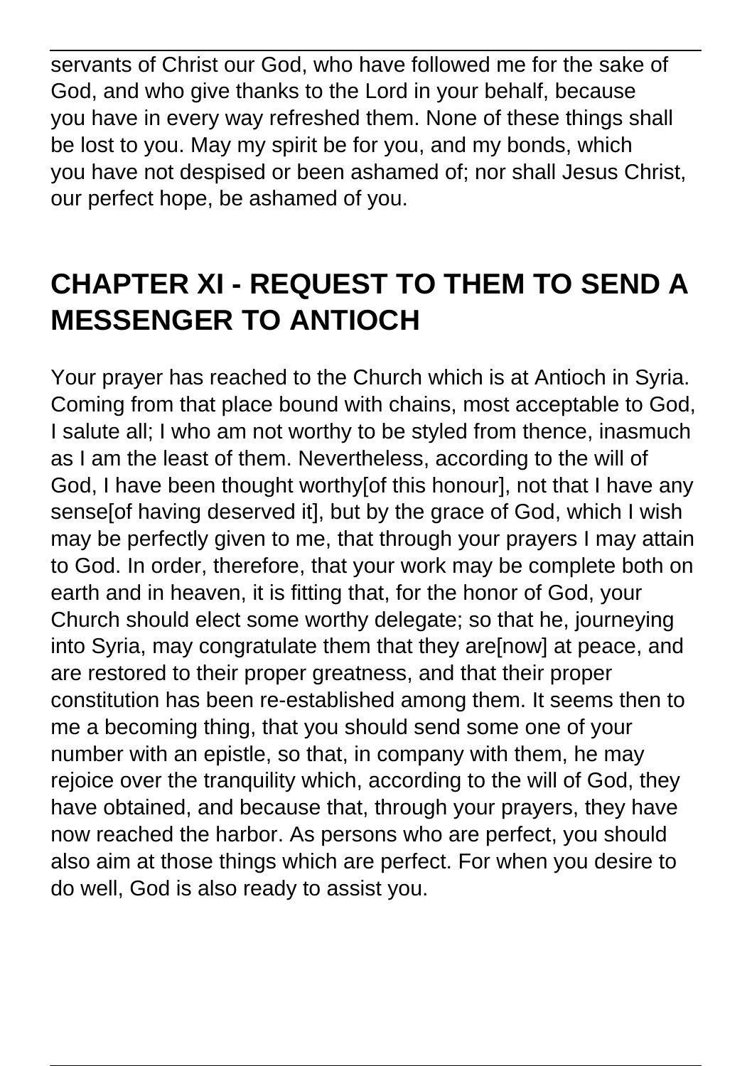servants of Christ our God, who have followed me for the sake of God, and who give thanks to the Lord in your behalf, because you have in every way refreshed them. None of these things shall be lost to you. May my spirit be for you, and my bonds, which you have not despised or been ashamed of; nor shall Jesus Christ, our perfect hope, be ashamed of you.

## CHAPTER XI - REQUEST TO THEM TO SEND A MESSENGER TO ANTIOCH

Your prayer has reached to the Church which is at Antioch in Syria. Coming from that place bound with chains, most acceptable to God, I salute all; I who am not worthy to be styled from thence, inasmuch as I am the least of them. Nevertheless, according to the will of God, I have been thought worthy[of this honour], not that I have any sense[of having deserved it], but by the grace of God, which I wish may be perfectly given to me, that through your prayers I may attain to God. In order, therefore, that your work may be complete both on earth and in heaven, it is fitting that, for the honor of God, your Church should elect some worthy delegate; so that he, journeying into Syria, may congratulate them that they are[now] at peace, and are restored to their proper greatness, and that their proper constitution has been re-established among them. It seems then to me a becoming thing, that you should send some one of your number with an epistle, so that, in company with them, he may rejoice over the tranquility which, according to the will of God, they have obtained, and because that, through your prayers, they have now reached the harbor. As persons who are perfect, you should also aim at those things which are perfect. For when you desire to do well, God is also ready to assist you.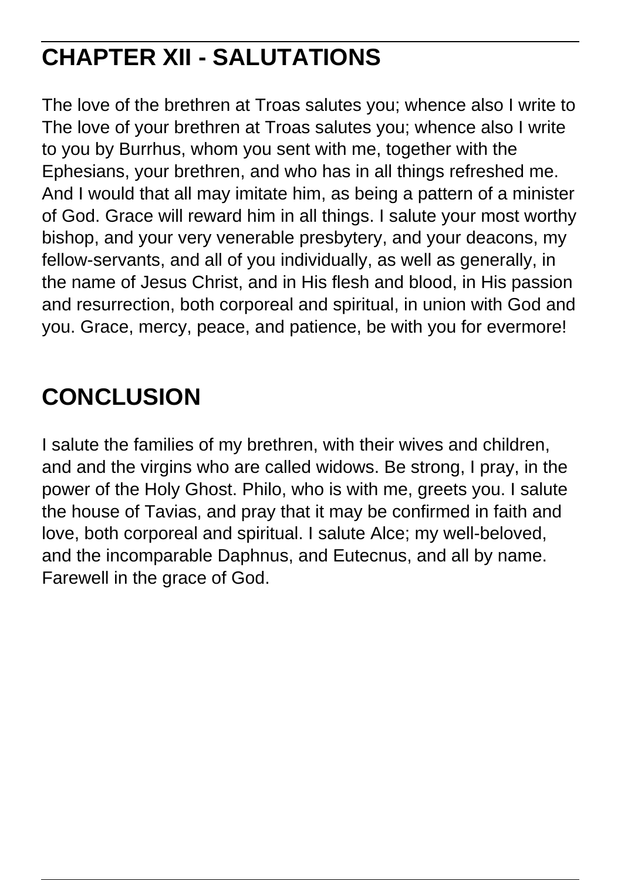## CHAPTER XII - SALUTATIONS

The love of the brethren at Troas salutes you; whence also I write to The love of your brethren at Troas salutes you; whence also I write to you by Burrhus, whom you sent with me, together with the Ephesians, your brethren, and who has in all things refreshed me. And I would that all may imitate him, as being a pattern of a minister of God. Grace will reward him in all things. I salute your most worthy bishop, and your very venerable presbytery, and your deacons, my fellow-servants, and all of you individually, as well as generally, in the name of Jesus Christ, and in His flesh and blood, in His passion and resurrection, both corporeal and spiritual, in union with God and you. Grace, mercy, peace, and patience, be with you for evermore!

## CONCLUSION

I salute the families of my brethren, with their wives and children, and and the virgins who are called widows. Be strong, I pray, in the power of the Holy Ghost. Philo, who is with me, greets you. I salute the house of Tavias, and pray that it may be confirmed in faith and love, both corporeal and spiritual. I salute Alce; my well-beloved, and the incomparable Daphnus, and Eutecnus, and all by name. Farewell in the grace of God.